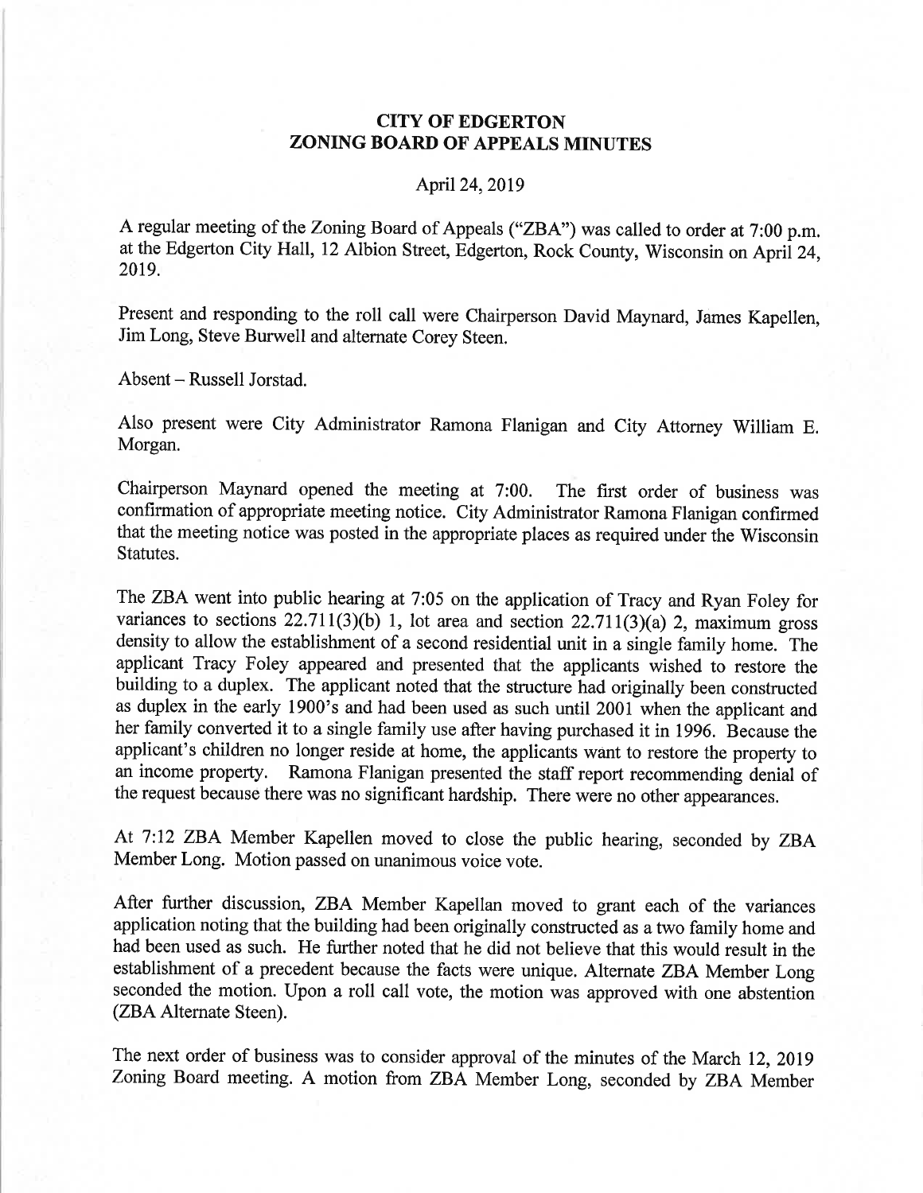# CITY OF EDGERTON
# ZONING BOARD OF APPEALS MINUTES

April 24, 2019

A regular meeting of the Zoning Board of Appeals ("ZBA") was called to order at 7:00 p.m. at the Edgerton City Hall, 12 Albion Street, Edgerton, Rock County, Wisconsin on April 24, 2019.

Present and responding to the roll call were Chairperson David Maynard, James Kapellen, Jim Long, Steve Burwell and alternate Corey Steen.

Absent – Russell Jorstad.

Also present were City Administrator Ramona Flanigan and City Attorney William E. Morgan.

Chairperson Maynard opened the meeting at 7:00. The first order of business was confirmation of appropriate meeting notice. City Administrator Ramona Flanigan confirmed that the meeting notice was posted in the appropriate places as required under the Wisconsin Statutes.

The ZBA went into public hearing at 7:05 on the application of Tracy and Ryan Foley for variances to sections 22.711(3)(b) 1, lot area and section 22.711(3)(a) 2, maximum gross density to allow the establishment of a second residential unit in a single family home. The applicant Tracy Foley appeared and presented that the applicants wished to restore the building to a duplex. The applicant noted that the structure had originally been constructed as duplex in the early 1900's and had been used as such until 2001 when the applicant and her family converted it to a single family use after having purchased it in 1996. Because the applicant's children no longer reside at home, the applicants want to restore the property to an income property. Ramona Flanigan presented the staff report recommending denial of the request because there was no significant hardship. There were no other appearances.

At 7:12 ZBA Member Kapellen moved to close the public hearing, seconded by ZBA Member Long. Motion passed on unanimous voice vote.

After further discussion, ZBA Member Kapellan moved to grant each of the variances application noting that the building had been originally constructed as a two family home and had been used as such. He further noted that he did not believe that this would result in the establishment of a precedent because the facts were unique. Alternate ZBA Member Long seconded the motion. Upon a roll call vote, the motion was approved with one abstention (ZBA Alternate Steen).

The next order of business was to consider approval of the minutes of the March 12, 2019 Zoning Board meeting. A motion from ZBA Member Long, seconded by ZBA Member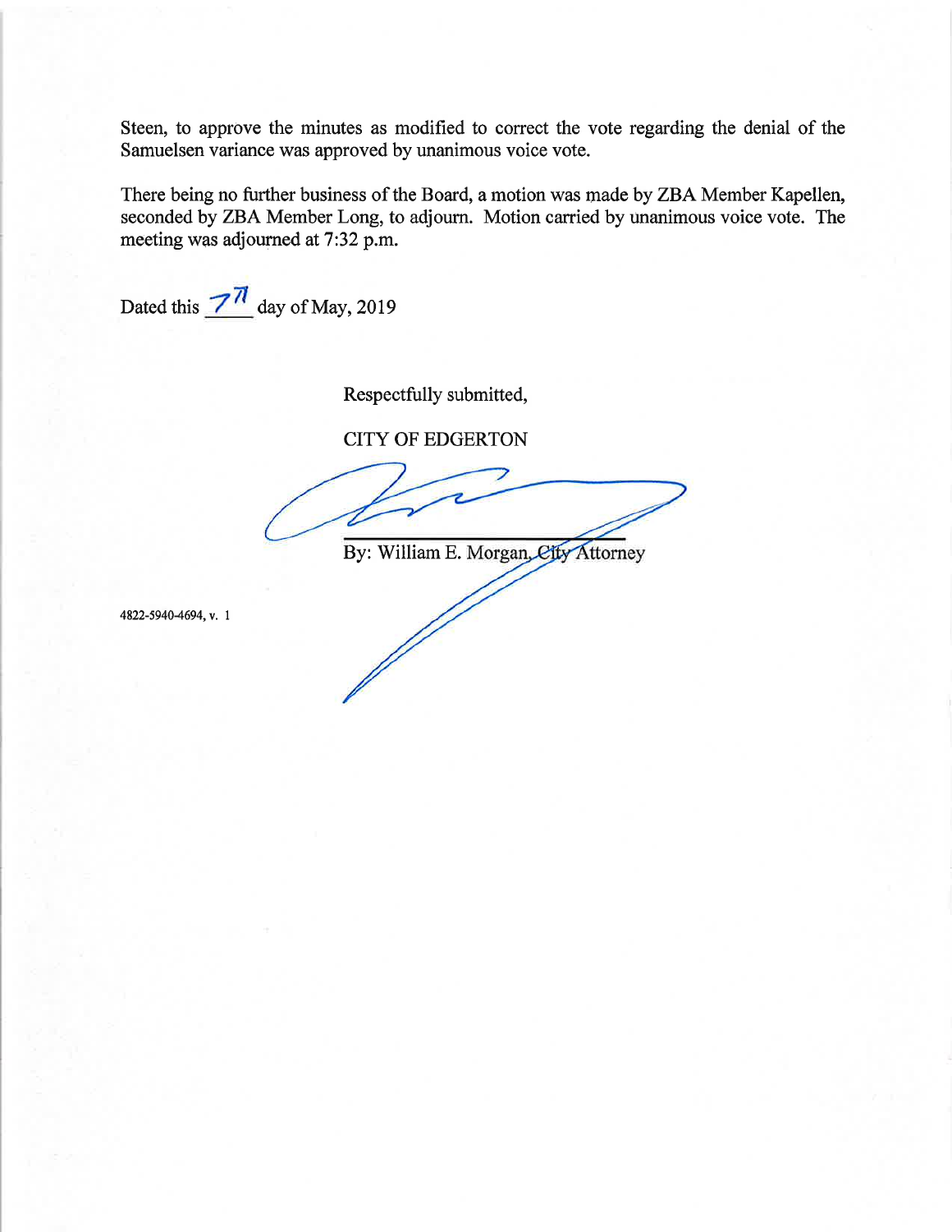Steen, to approve the minutes as modified to correct the vote regarding the denial of the Samuelsen variance was approved by unanimous voice vote.

There being no further business of the Board, a motion was made by ZBA Member Kapellen, seconded by ZBA Member Long, to adjourn. Motion carried by unanimous voice vote. The meeting was adjourned at 7:32 p.m.

Dated this 7th day of May, 2019

Respectfully submitted,

CITY OF EDGERTON

By: William E. Morgan, City Attorney

4822-5940-4694, v. 1